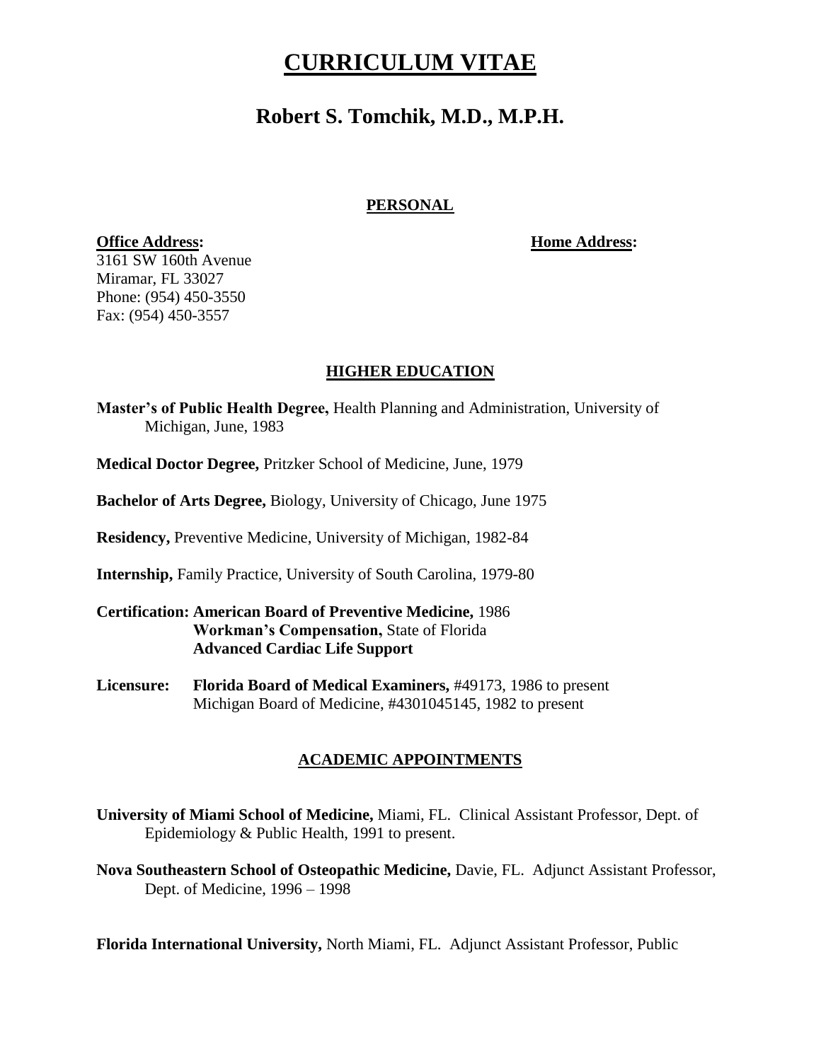# CURRICULUM VITAE

## Robert S. Tomchik, M.D., M.P.H.

### PERSONAL

**Office Address:**
3161 SW 160th Avenue
Miramar, FL 33027
Phone: (954) 450-3550
Fax: (954) 450-3557

**Home Address:**

### HIGHER EDUCATION

**Master's of Public Health Degree,** Health Planning and Administration, University of Michigan, June, 1983

**Medical Doctor Degree,** Pritzker School of Medicine, June, 1979

**Bachelor of Arts Degree,** Biology, University of Chicago, June 1975

**Residency,** Preventive Medicine, University of Michigan, 1982-84

**Internship,** Family Practice, University of South Carolina, 1979-80

**Certification:** **American Board of Preventive Medicine,** 1986
**Workman's Compensation,** State of Florida
**Advanced Cardiac Life Support**

**Licensure:** **Florida Board of Medical Examiners,** #49173, 1986 to present
Michigan Board of Medicine, #4301045145, 1982 to present

### ACADEMIC APPOINTMENTS

**University of Miami School of Medicine,** Miami, FL. Clinical Assistant Professor, Dept. of Epidemiology & Public Health, 1991 to present.

**Nova Southeastern School of Osteopathic Medicine,** Davie, FL. Adjunct Assistant Professor, Dept. of Medicine, 1996 – 1998

**Florida International University,** North Miami, FL. Adjunct Assistant Professor, Public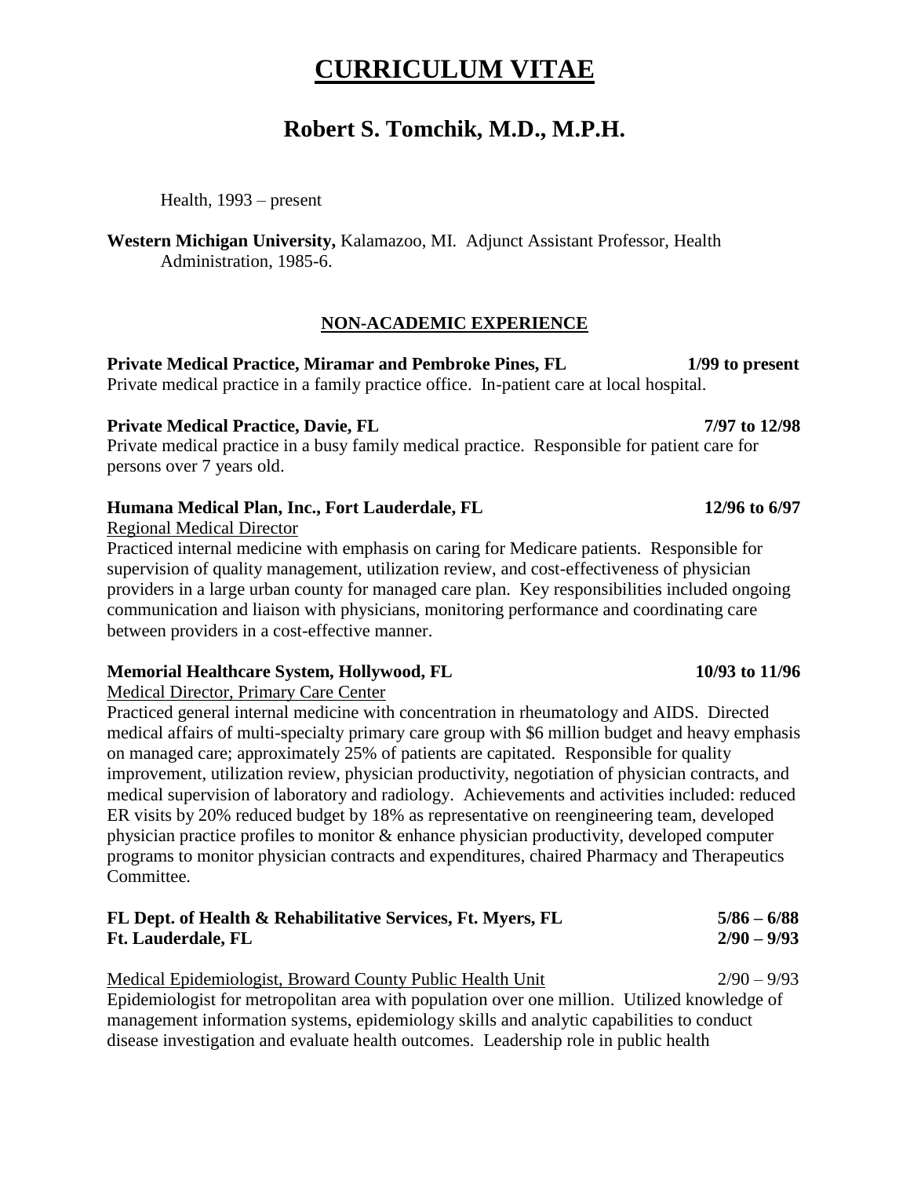# CURRICULUM VITAE

## Robert S. Tomchik, M.D., M.P.H.

Health, 1993 – present

**Western Michigan University,** Kalamazoo, MI. Adjunct Assistant Professor, Health Administration, 1985-6.

### NON-ACADEMIC EXPERIENCE

**Private Medical Practice, Miramar and Pembroke Pines, FL** **1/99 to present**
Private medical practice in a family practice office. In-patient care at local hospital.

**Private Medical Practice, Davie, FL** **7/97 to 12/98**
Private medical practice in a busy family medical practice. Responsible for patient care for persons over 7 years old.

**Humana Medical Plan, Inc., Fort Lauderdale, FL** **12/96 to 6/97**
Regional Medical Director
Practiced internal medicine with emphasis on caring for Medicare patients. Responsible for supervision of quality management, utilization review, and cost-effectiveness of physician providers in a large urban county for managed care plan. Key responsibilities included ongoing communication and liaison with physicians, monitoring performance and coordinating care between providers in a cost-effective manner.

**Memorial Healthcare System, Hollywood, FL** **10/93 to 11/96**
Medical Director, Primary Care Center
Practiced general internal medicine with concentration in rheumatology and AIDS. Directed medical affairs of multi-specialty primary care group with $6 million budget and heavy emphasis on managed care; approximately 25% of patients are capitated. Responsible for quality improvement, utilization review, physician productivity, negotiation of physician contracts, and medical supervision of laboratory and radiology. Achievements and activities included: reduced ER visits by 20% reduced budget by 18% as representative on reengineering team, developed physician practice profiles to monitor & enhance physician productivity, developed computer programs to monitor physician contracts and expenditures, chaired Pharmacy and Therapeutics Committee.

**FL Dept. of Health & Rehabilitative Services, Ft. Myers, FL** **5/86 – 6/88**
**Ft. Lauderdale, FL** **2/90 – 9/93**

Medical Epidemiologist, Broward County Public Health Unit 2/90 – 9/93
Epidemiologist for metropolitan area with population over one million. Utilized knowledge of management information systems, epidemiology skills and analytic capabilities to conduct disease investigation and evaluate health outcomes. Leadership role in public health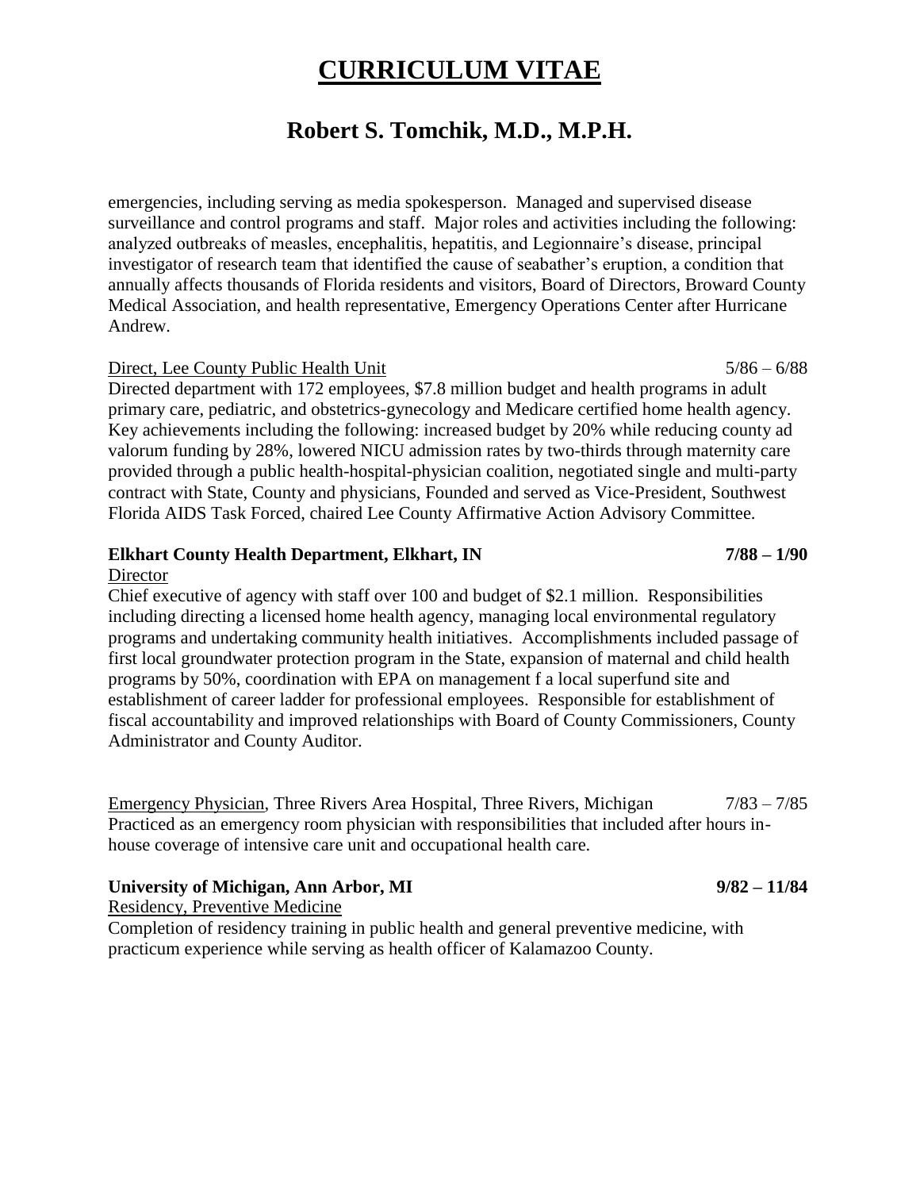emergencies, including serving as media spokesperson. Managed and supervised disease surveillance and control programs and staff. Major roles and activities including the following: analyzed outbreaks of measles, encephalitis, hepatitis, and Legionnaire's disease, principal investigator of research team that identified the cause of seabather's eruption, a condition that annually affects thousands of Florida residents and visitors, Board of Directors, Broward County Medical Association, and health representative, Emergency Operations Center after Hurricane Andrew.

Direct, Lee County Public Health Unit 5/86 – 6/88

Directed department with 172 employees, $7.8 million budget and health programs in adult primary care, pediatric, and obstetrics-gynecology and Medicare certified home health agency. Key achievements including the following: increased budget by 20% while reducing county ad valorum funding by 28%, lowered NICU admission rates by two-thirds through maternity care provided through a public health-hospital-physician coalition, negotiated single and multi-party contract with State, County and physicians, Founded and served as Vice-President, Southwest Florida AIDS Task Forced, chaired Lee County Affirmative Action Advisory Committee.

**Elkhart County Health Department, Elkhart, IN 7/88 – 1/90**

Director

Chief executive of agency with staff over 100 and budget of $2.1 million. Responsibilities including directing a licensed home health agency, managing local environmental regulatory programs and undertaking community health initiatives. Accomplishments included passage of first local groundwater protection program in the State, expansion of maternal and child health programs by 50%, coordination with EPA on management f a local superfund site and establishment of career ladder for professional employees. Responsible for establishment of fiscal accountability and improved relationships with Board of County Commissioners, County Administrator and County Auditor.

Emergency Physician, Three Rivers Area Hospital, Three Rivers, Michigan 7/83 – 7/85

Practiced as an emergency room physician with responsibilities that included after hours in-house coverage of intensive care unit and occupational health care.

**University of Michigan, Ann Arbor, MI 9/82 – 11/84**

Residency, Preventive Medicine

Completion of residency training in public health and general preventive medicine, with practicum experience while serving as health officer of Kalamazoo County.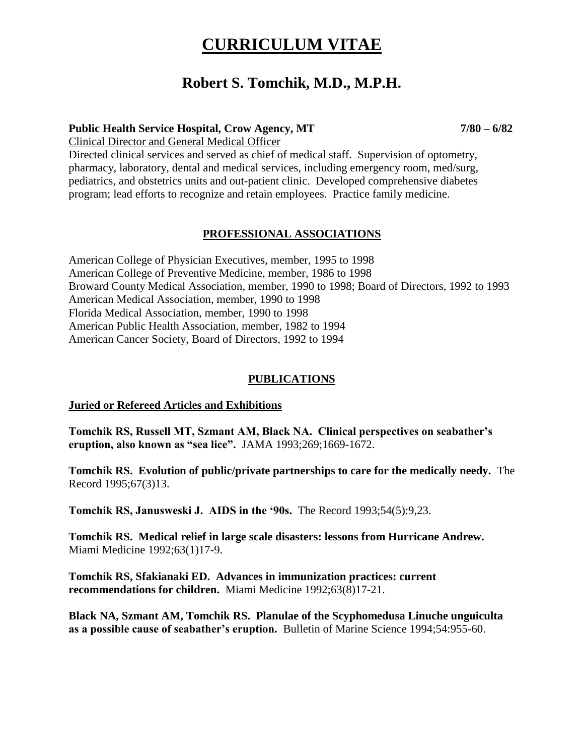# CURRICULUM VITAE

## Robert S. Tomchik, M.D., M.P.H.

**Public Health Service Hospital, Crow Agency, MT** **7/80 – 6/82**

Clinical Director and General Medical Officer

Directed clinical services and served as chief of medical staff. Supervision of optometry, pharmacy, laboratory, dental and medical services, including emergency room, med/surg, pediatrics, and obstetrics units and out-patient clinic. Developed comprehensive diabetes program; lead efforts to recognize and retain employees. Practice family medicine.

## PROFESSIONAL ASSOCIATIONS

American College of Physician Executives, member, 1995 to 1998
American College of Preventive Medicine, member, 1986 to 1998
Broward County Medical Association, member, 1990 to 1998; Board of Directors, 1992 to 1993
American Medical Association, member, 1990 to 1998
Florida Medical Association, member, 1990 to 1998
American Public Health Association, member, 1982 to 1994
American Cancer Society, Board of Directors, 1992 to 1994

## PUBLICATIONS

### Juried or Refereed Articles and Exhibitions

**Tomchik RS, Russell MT, Szmant AM, Black NA. Clinical perspectives on seabather's eruption, also known as "sea lice".** JAMA 1993;269;1669-1672.

**Tomchik RS. Evolution of public/private partnerships to care for the medically needy.** The Record 1995;67(3)13.

**Tomchik RS, Janusweski J. AIDS in the '90s.** The Record 1993;54(5):9,23.

**Tomchik RS. Medical relief in large scale disasters: lessons from Hurricane Andrew.** Miami Medicine 1992;63(1)17-9.

**Tomchik RS, Sfakianaki ED. Advances in immunization practices: current recommendations for children.** Miami Medicine 1992;63(8)17-21.

**Black NA, Szmant AM, Tomchik RS. Planulae of the Scyphomedusa Linuche unguiculta as a possible cause of seabather's eruption.** Bulletin of Marine Science 1994;54:955-60.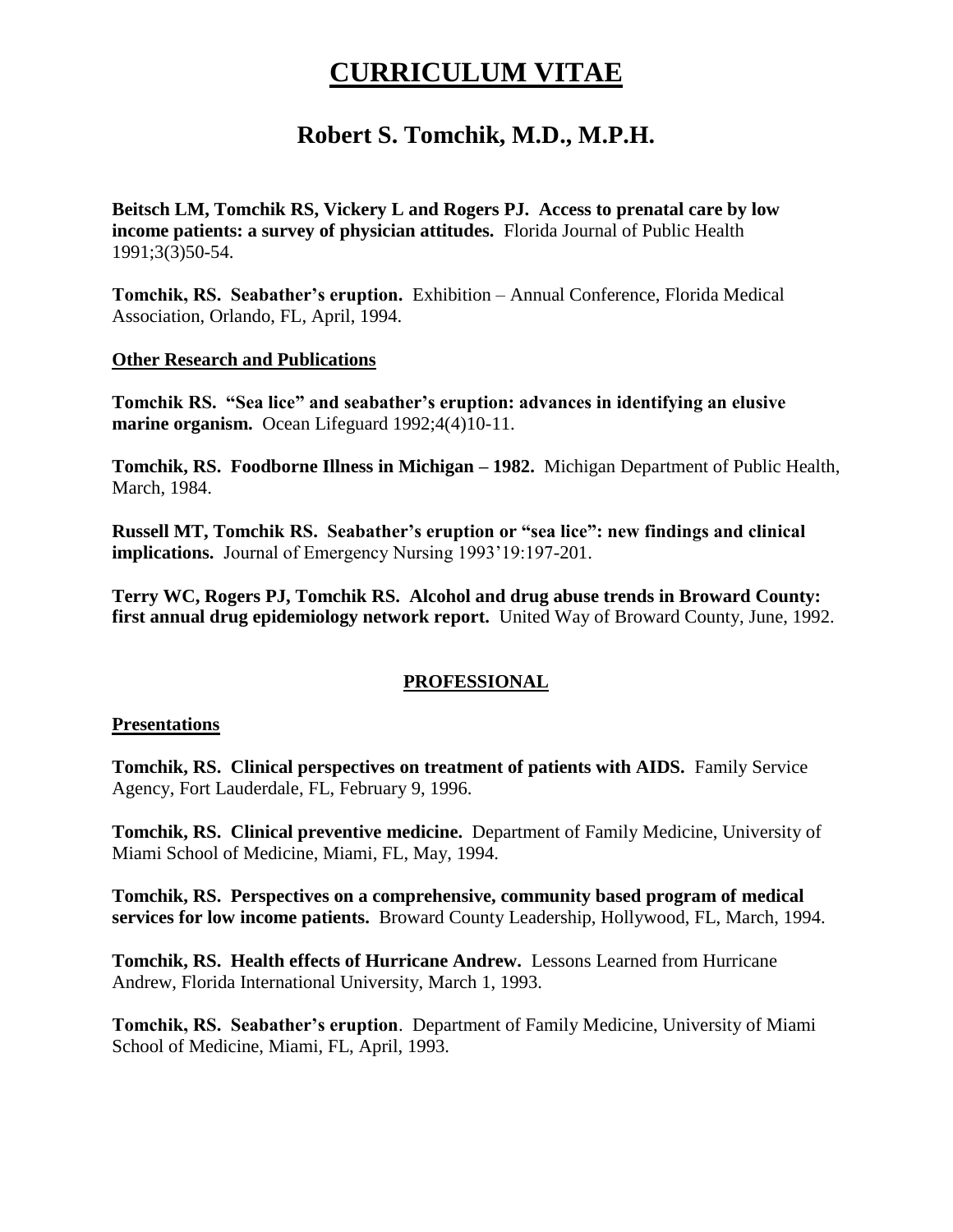# CURRICULUM VITAE

## Robert S. Tomchik, M.D., M.P.H.

**Beitsch LM, Tomchik RS, Vickery L and Rogers PJ. Access to prenatal care by low income patients: a survey of physician attitudes.** Florida Journal of Public Health 1991;3(3)50-54.

**Tomchik, RS. Seabather's eruption.** Exhibition – Annual Conference, Florida Medical Association, Orlando, FL, April, 1994.

**Other Research and Publications**

**Tomchik RS. "Sea lice" and seabather's eruption: advances in identifying an elusive marine organism.** Ocean Lifeguard 1992;4(4)10-11.

**Tomchik, RS. Foodborne Illness in Michigan – 1982.** Michigan Department of Public Health, March, 1984.

**Russell MT, Tomchik RS. Seabather's eruption or "sea lice": new findings and clinical implications.** Journal of Emergency Nursing 1993'19:197-201.

**Terry WC, Rogers PJ, Tomchik RS. Alcohol and drug abuse trends in Broward County: first annual drug epidemiology network report.** United Way of Broward County, June, 1992.

### PROFESSIONAL

**Presentations**

**Tomchik, RS. Clinical perspectives on treatment of patients with AIDS.** Family Service Agency, Fort Lauderdale, FL, February 9, 1996.

**Tomchik, RS. Clinical preventive medicine.** Department of Family Medicine, University of Miami School of Medicine, Miami, FL, May, 1994.

**Tomchik, RS. Perspectives on a comprehensive, community based program of medical services for low income patients.** Broward County Leadership, Hollywood, FL, March, 1994.

**Tomchik, RS. Health effects of Hurricane Andrew.** Lessons Learned from Hurricane Andrew, Florida International University, March 1, 1993.

**Tomchik, RS. Seabather's eruption**. Department of Family Medicine, University of Miami School of Medicine, Miami, FL, April, 1993.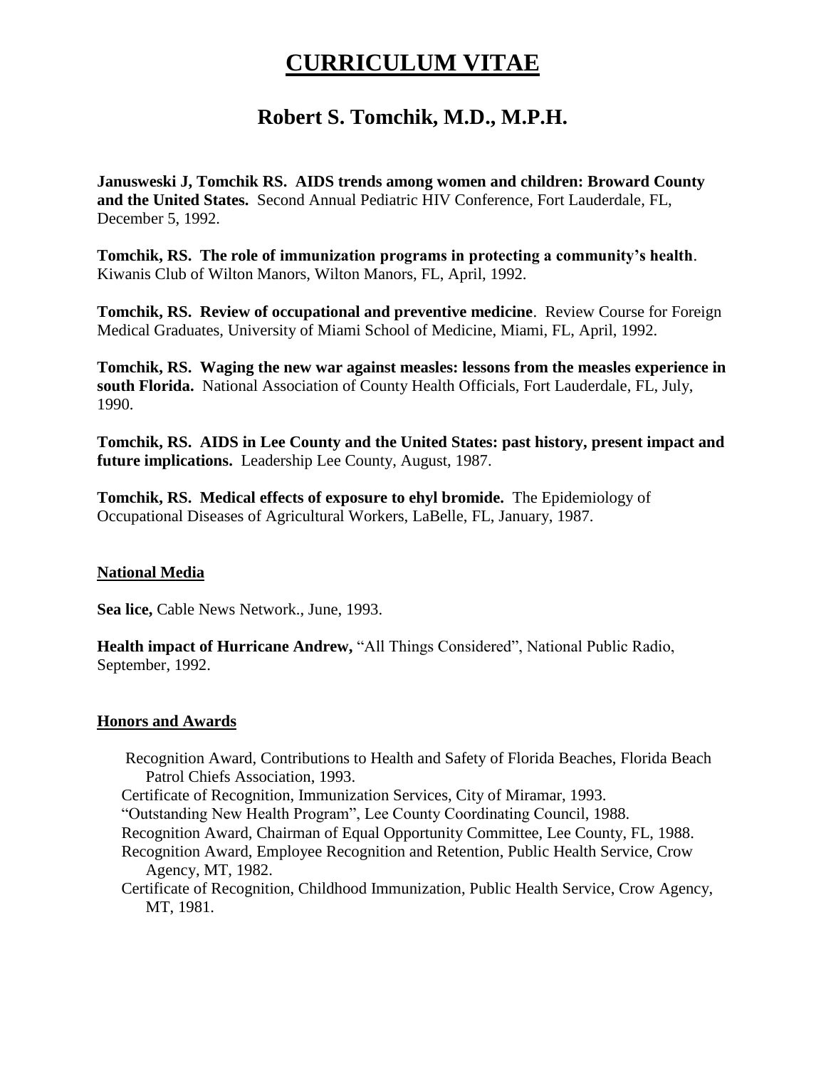# CURRICULUM VITAE

## Robert S. Tomchik, M.D., M.P.H.

**Janusweski J, Tomchik RS. AIDS trends among women and children: Broward County and the United States.** Second Annual Pediatric HIV Conference, Fort Lauderdale, FL, December 5, 1992.

**Tomchik, RS. The role of immunization programs in protecting a community's health**. Kiwanis Club of Wilton Manors, Wilton Manors, FL, April, 1992.

**Tomchik, RS. Review of occupational and preventive medicine**. Review Course for Foreign Medical Graduates, University of Miami School of Medicine, Miami, FL, April, 1992.

**Tomchik, RS. Waging the new war against measles: lessons from the measles experience in south Florida.** National Association of County Health Officials, Fort Lauderdale, FL, July, 1990.

**Tomchik, RS. AIDS in Lee County and the United States: past history, present impact and future implications.** Leadership Lee County, August, 1987.

**Tomchik, RS. Medical effects of exposure to ehyl bromide.** The Epidemiology of Occupational Diseases of Agricultural Workers, LaBelle, FL, January, 1987.

### National Media

**Sea lice,** Cable News Network., June, 1993.

**Health impact of Hurricane Andrew,** "All Things Considered", National Public Radio, September, 1992.

### Honors and Awards

Recognition Award, Contributions to Health and Safety of Florida Beaches, Florida Beach Patrol Chiefs Association, 1993.
Certificate of Recognition, Immunization Services, City of Miramar, 1993.
"Outstanding New Health Program", Lee County Coordinating Council, 1988.
Recognition Award, Chairman of Equal Opportunity Committee, Lee County, FL, 1988.
Recognition Award, Employee Recognition and Retention, Public Health Service, Crow Agency, MT, 1982.
Certificate of Recognition, Childhood Immunization, Public Health Service, Crow Agency, MT, 1981.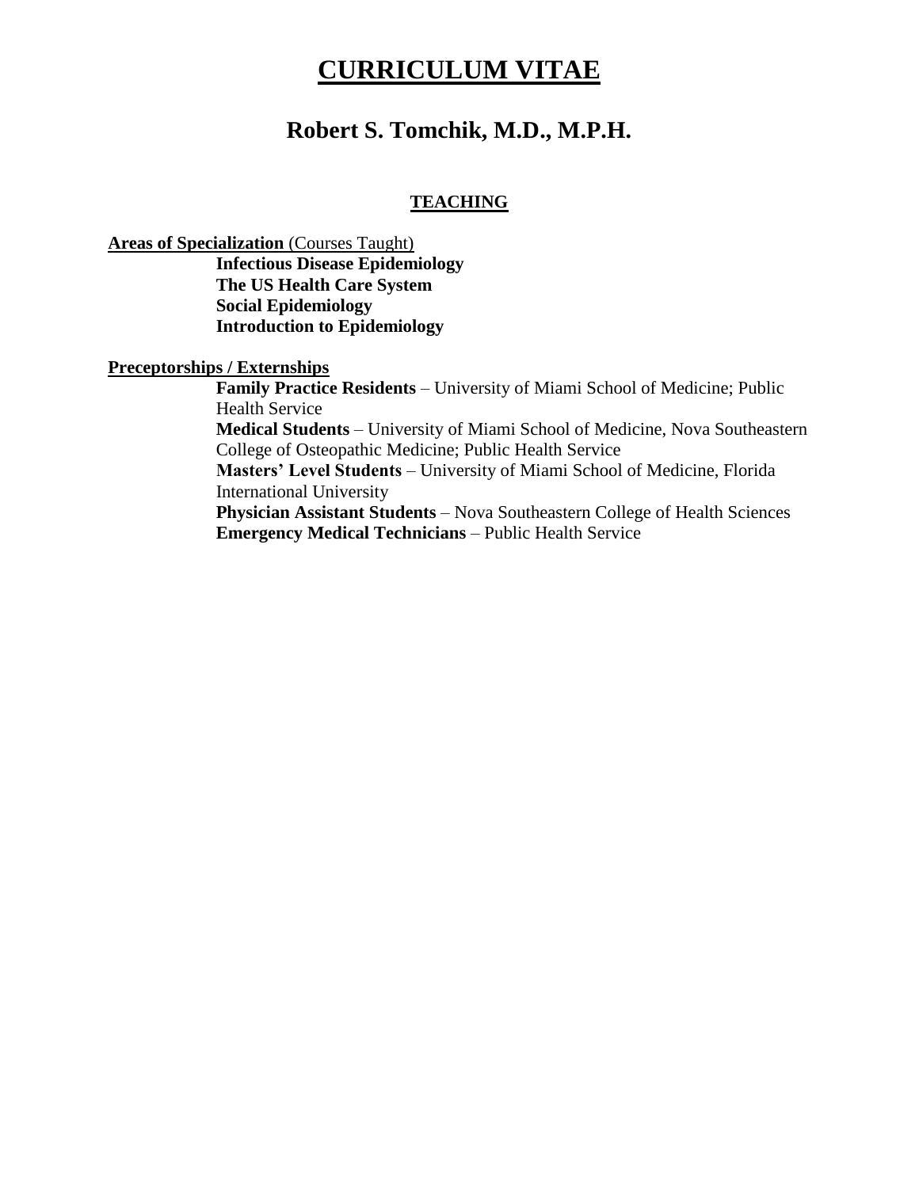# CURRICULUM VITAE

## Robert S. Tomchik, M.D., M.P.H.

### TEACHING

**Areas of Specialization** (Courses Taught)

- **Infectious Disease Epidemiology**
- **The US Health Care System**
- **Social Epidemiology**
- **Introduction to Epidemiology**

**Preceptorships / Externships**

- **Family Practice Residents** – University of Miami School of Medicine; Public Health Service
- **Medical Students** – University of Miami School of Medicine, Nova Southeastern College of Osteopathic Medicine; Public Health Service
- **Masters' Level Students** – University of Miami School of Medicine, Florida International University
- **Physician Assistant Students** – Nova Southeastern College of Health Sciences
- **Emergency Medical Technicians** – Public Health Service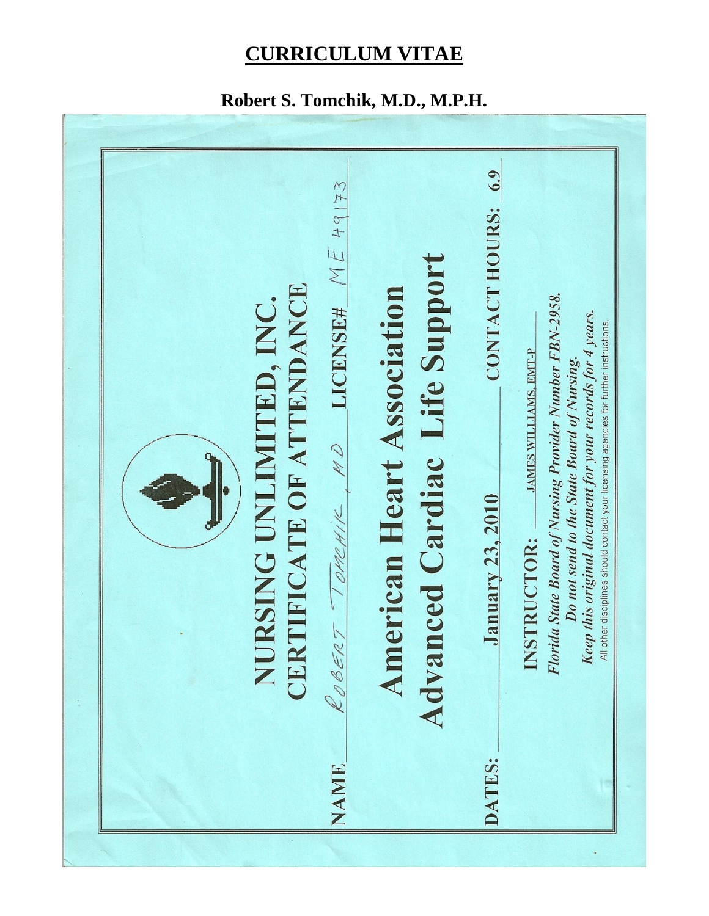# CURRICULUM VITAE

**Robert S. Tomchik, M.D., M.P.H.**

NURSING UNLIMITED, INC.

CERTIFICATE OF ATTENDANCE

NAME ROBERT TOMCHIK, MD LICENSE# ME 49173

**American Heart Association**

**Advanced Cardiac Life Support**

DATES: January 23, 2010 CONTACT HOURS: 6.9

INSTRUCTOR: JAMES WILLIAMS, EMT-P

*Florida State Board of Nursing Provider Number FBN-2958.*

*Do not send to the State Board of Nursing.*

*Keep this original document for your records for 4 years.*

All other disciplines should contact your licensing agencies for further instructions.